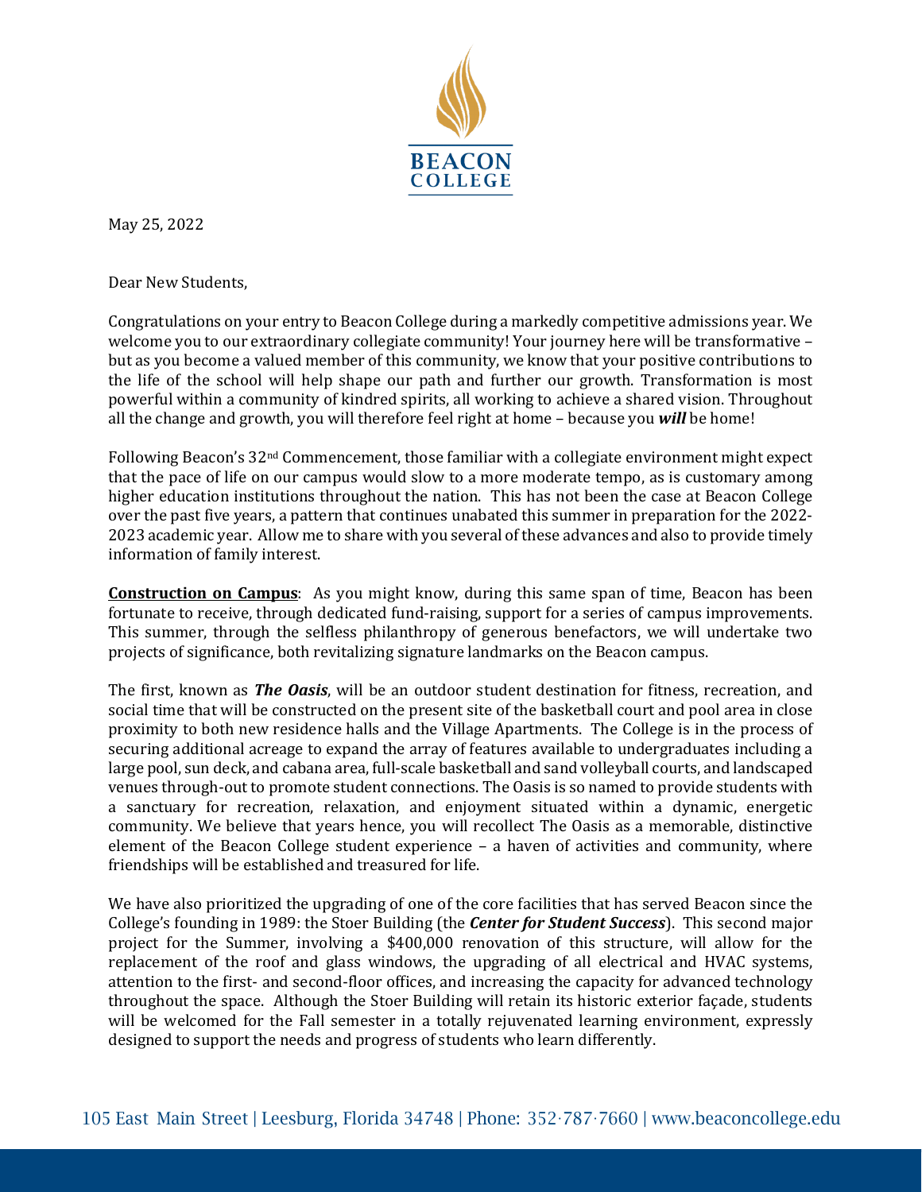BEACON COLLEGE

May 25, 2022

Dear New Students,

Congratulations on your entry to Beacon College during a markedly competitive admissions year. We welcome you to our extraordinary collegiate community! Your journey here will be transformative – but as you become a valued member of this community, we know that your positive contributions to the life of the school will help shape our path and further our growth. Transformation is most powerful within a community of kindred spirits, all working to achieve a shared vision. Throughout all the change and growth, you will therefore feel right at home – because you ***will*** be home!

Following Beacon's 32nd Commencement, those familiar with a collegiate environment might expect that the pace of life on our campus would slow to a more moderate tempo, as is customary among higher education institutions throughout the nation. This has not been the case at Beacon College over the past five years, a pattern that continues unabated this summer in preparation for the 2022-2023 academic year. Allow me to share with you several of these advances and also to provide timely information of family interest.

**Construction on Campus**: As you might know, during this same span of time, Beacon has been fortunate to receive, through dedicated fund-raising, support for a series of campus improvements. This summer, through the selfless philanthropy of generous benefactors, we will undertake two projects of significance, both revitalizing signature landmarks on the Beacon campus.

The first, known as ***The Oasis***, will be an outdoor student destination for fitness, recreation, and social time that will be constructed on the present site of the basketball court and pool area in close proximity to both new residence halls and the Village Apartments. The College is in the process of securing additional acreage to expand the array of features available to undergraduates including a large pool, sun deck, and cabana area, full-scale basketball and sand volleyball courts, and landscaped venues through-out to promote student connections. The Oasis is so named to provide students with a sanctuary for recreation, relaxation, and enjoyment situated within a dynamic, energetic community. We believe that years hence, you will recollect The Oasis as a memorable, distinctive element of the Beacon College student experience – a haven of activities and community, where friendships will be established and treasured for life.

We have also prioritized the upgrading of one of the core facilities that has served Beacon since the College's founding in 1989: the Stoer Building (the ***Center for Student Success***). This second major project for the Summer, involving a $400,000 renovation of this structure, will allow for the replacement of the roof and glass windows, the upgrading of all electrical and HVAC systems, attention to the first- and second-floor offices, and increasing the capacity for advanced technology throughout the space. Although the Stoer Building will retain its historic exterior façade, students will be welcomed for the Fall semester in a totally rejuvenated learning environment, expressly designed to support the needs and progress of students who learn differently.

105 East Main Street | Leesburg, Florida 34748 | Phone: 352·787·7660 | www.beaconcollege.edu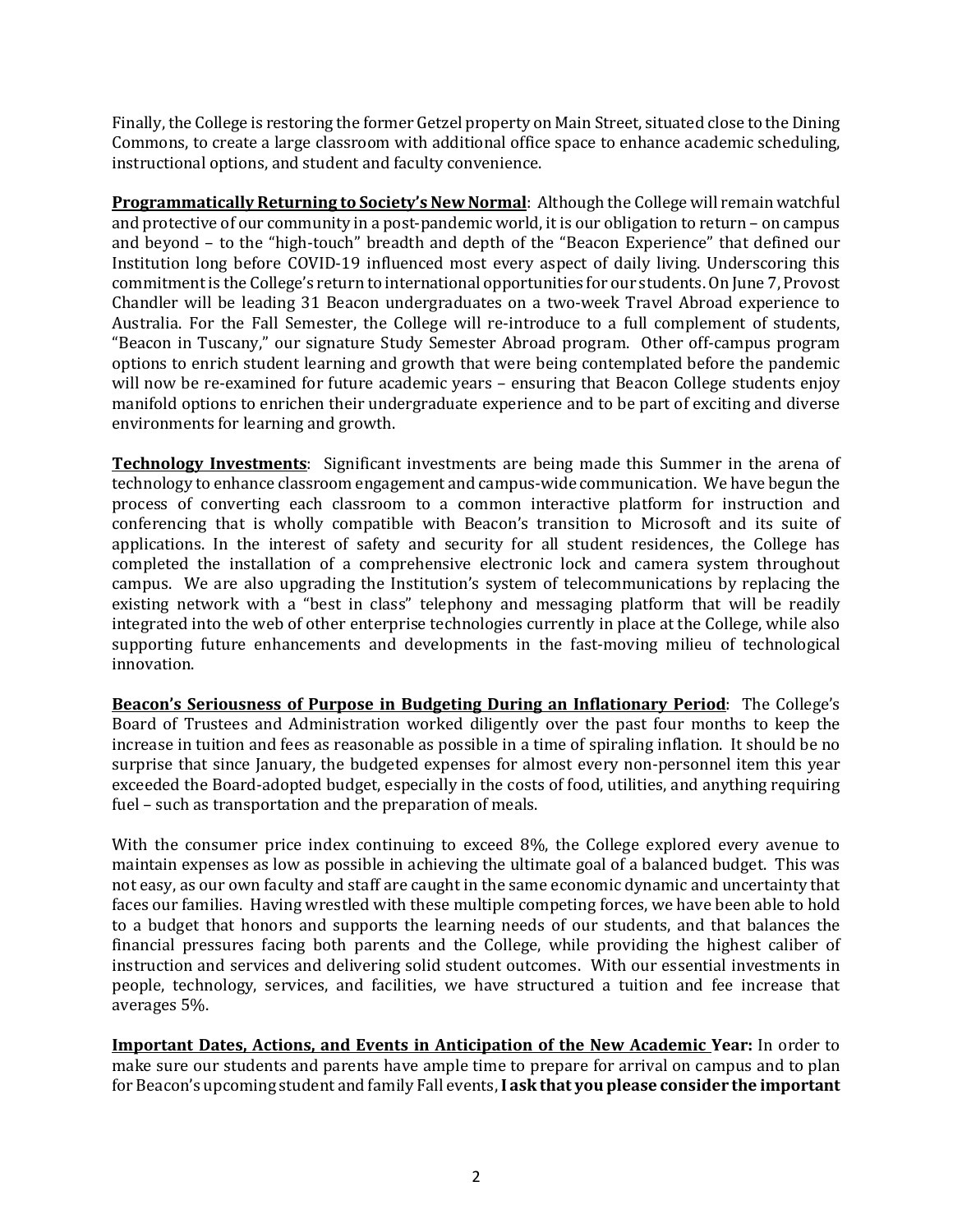Finally, the College is restoring the former Getzel property on Main Street, situated close to the Dining Commons, to create a large classroom with additional office space to enhance academic scheduling, instructional options, and student and faculty convenience.

**Programmatically Returning to Society's New Normal**: Although the College will remain watchful and protective of our community in a post-pandemic world, it is our obligation to return – on campus and beyond – to the "high-touch" breadth and depth of the "Beacon Experience" that defined our Institution long before COVID-19 influenced most every aspect of daily living. Underscoring this commitment is the College's return to international opportunities for our students. On June 7, Provost Chandler will be leading 31 Beacon undergraduates on a two-week Travel Abroad experience to Australia. For the Fall Semester, the College will re-introduce to a full complement of students, "Beacon in Tuscany," our signature Study Semester Abroad program. Other off-campus program options to enrich student learning and growth that were being contemplated before the pandemic will now be re-examined for future academic years – ensuring that Beacon College students enjoy manifold options to enrichen their undergraduate experience and to be part of exciting and diverse environments for learning and growth.

**Technology Investments**: Significant investments are being made this Summer in the arena of technology to enhance classroom engagement and campus-wide communication. We have begun the process of converting each classroom to a common interactive platform for instruction and conferencing that is wholly compatible with Beacon's transition to Microsoft and its suite of applications. In the interest of safety and security for all student residences, the College has completed the installation of a comprehensive electronic lock and camera system throughout campus. We are also upgrading the Institution's system of telecommunications by replacing the existing network with a "best in class" telephony and messaging platform that will be readily integrated into the web of other enterprise technologies currently in place at the College, while also supporting future enhancements and developments in the fast-moving milieu of technological innovation.

**Beacon's Seriousness of Purpose in Budgeting During an Inflationary Period**: The College's Board of Trustees and Administration worked diligently over the past four months to keep the increase in tuition and fees as reasonable as possible in a time of spiraling inflation. It should be no surprise that since January, the budgeted expenses for almost every non-personnel item this year exceeded the Board-adopted budget, especially in the costs of food, utilities, and anything requiring fuel – such as transportation and the preparation of meals.

With the consumer price index continuing to exceed 8%, the College explored every avenue to maintain expenses as low as possible in achieving the ultimate goal of a balanced budget. This was not easy, as our own faculty and staff are caught in the same economic dynamic and uncertainty that faces our families. Having wrestled with these multiple competing forces, we have been able to hold to a budget that honors and supports the learning needs of our students, and that balances the financial pressures facing both parents and the College, while providing the highest caliber of instruction and services and delivering solid student outcomes. With our essential investments in people, technology, services, and facilities, we have structured a tuition and fee increase that averages 5%.

**Important Dates, Actions, and Events in Anticipation of the New Academic Year:** In order to make sure our students and parents have ample time to prepare for arrival on campus and to plan for Beacon's upcoming student and family Fall events, **I ask that you please consider the important**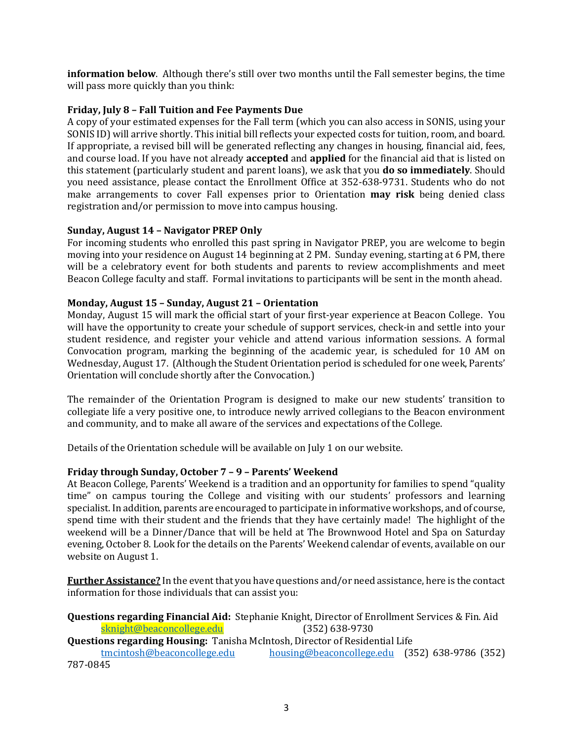**information below**. Although there's still over two months until the Fall semester begins, the time will pass more quickly than you think:

**Friday, July 8 – Fall Tuition and Fee Payments Due**

A copy of your estimated expenses for the Fall term (which you can also access in SONIS, using your SONIS ID) will arrive shortly. This initial bill reflects your expected costs for tuition, room, and board. If appropriate, a revised bill will be generated reflecting any changes in housing, financial aid, fees, and course load. If you have not already **accepted** and **applied** for the financial aid that is listed on this statement (particularly student and parent loans), we ask that you **do so immediately**. Should you need assistance, please contact the Enrollment Office at 352-638-9731. Students who do not make arrangements to cover Fall expenses prior to Orientation **may risk** being denied class registration and/or permission to move into campus housing.

**Sunday, August 14 – Navigator PREP Only**

For incoming students who enrolled this past spring in Navigator PREP, you are welcome to begin moving into your residence on August 14 beginning at 2 PM. Sunday evening, starting at 6 PM, there will be a celebratory event for both students and parents to review accomplishments and meet Beacon College faculty and staff. Formal invitations to participants will be sent in the month ahead.

**Monday, August 15 – Sunday, August 21 – Orientation**

Monday, August 15 will mark the official start of your first-year experience at Beacon College. You will have the opportunity to create your schedule of support services, check-in and settle into your student residence, and register your vehicle and attend various information sessions. A formal Convocation program, marking the beginning of the academic year, is scheduled for 10 AM on Wednesday, August 17. (Although the Student Orientation period is scheduled for one week, Parents' Orientation will conclude shortly after the Convocation.)

The remainder of the Orientation Program is designed to make our new students' transition to collegiate life a very positive one, to introduce newly arrived collegians to the Beacon environment and community, and to make all aware of the services and expectations of the College.

Details of the Orientation schedule will be available on July 1 on our website.

**Friday through Sunday, October 7 – 9 – Parents' Weekend**

At Beacon College, Parents' Weekend is a tradition and an opportunity for families to spend "quality time" on campus touring the College and visiting with our students' professors and learning specialist. In addition, parents are encouraged to participate in informative workshops, and of course, spend time with their student and the friends that they have certainly made! The highlight of the weekend will be a Dinner/Dance that will be held at The Brownwood Hotel and Spa on Saturday evening, October 8. Look for the details on the Parents' Weekend calendar of events, available on our website on August 1.

**Further Assistance?** In the event that you have questions and/or need assistance, here is the contact information for those individuals that can assist you:

**Questions regarding Financial Aid:** Stephanie Knight, Director of Enrollment Services & Fin. Aid
sknight@beaconcollege.edu (352) 638-9730

**Questions regarding Housing:** Tanisha McIntosh, Director of Residential Life
tmcintosh@beaconcollege.edu housing@beaconcollege.edu (352) 638-9786 (352) 787-0845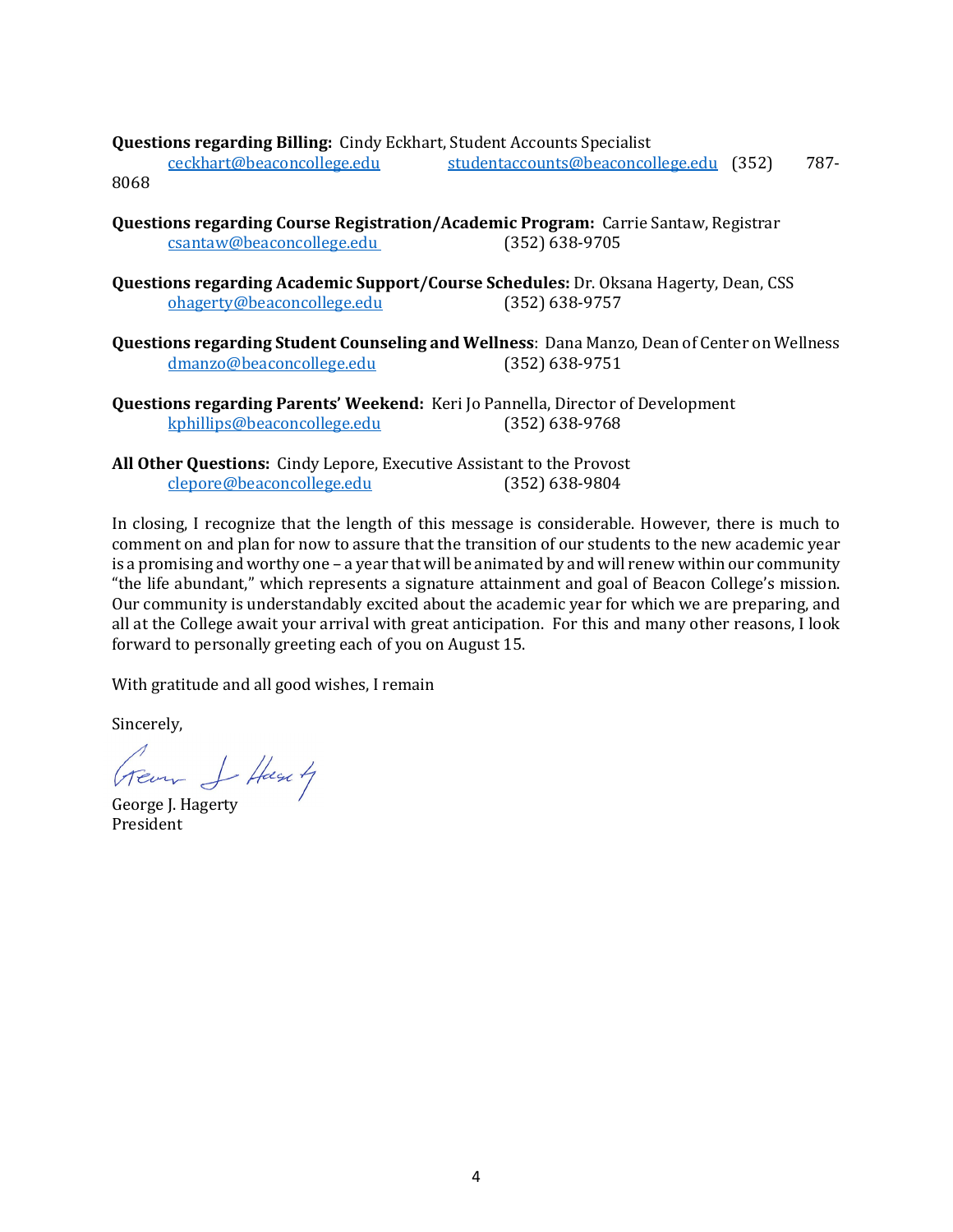**Questions regarding Billing:** Cindy Eckhart, Student Accounts Specialist
ceckhart@beaconcollege.edu studentaccounts@beaconcollege.edu (352) 787-8068

**Questions regarding Course Registration/Academic Program:** Carrie Santaw, Registrar
csantaw@beaconcollege.edu (352) 638-9705

**Questions regarding Academic Support/Course Schedules:** Dr. Oksana Hagerty, Dean, CSS
ohagerty@beaconcollege.edu (352) 638-9757

**Questions regarding Student Counseling and Wellness**: Dana Manzo, Dean of Center on Wellness
dmanzo@beaconcollege.edu (352) 638-9751

**Questions regarding Parents' Weekend:** Keri Jo Pannella, Director of Development
kphillips@beaconcollege.edu (352) 638-9768

**All Other Questions:** Cindy Lepore, Executive Assistant to the Provost
clepore@beaconcollege.edu (352) 638-9804

In closing, I recognize that the length of this message is considerable. However, there is much to comment on and plan for now to assure that the transition of our students to the new academic year is a promising and worthy one – a year that will be animated by and will renew within our community "the life abundant," which represents a signature attainment and goal of Beacon College's mission. Our community is understandably excited about the academic year for which we are preparing, and all at the College await your arrival with great anticipation. For this and many other reasons, I look forward to personally greeting each of you on August 15.

With gratitude and all good wishes, I remain

Sincerely,

George J. Hagerty
President